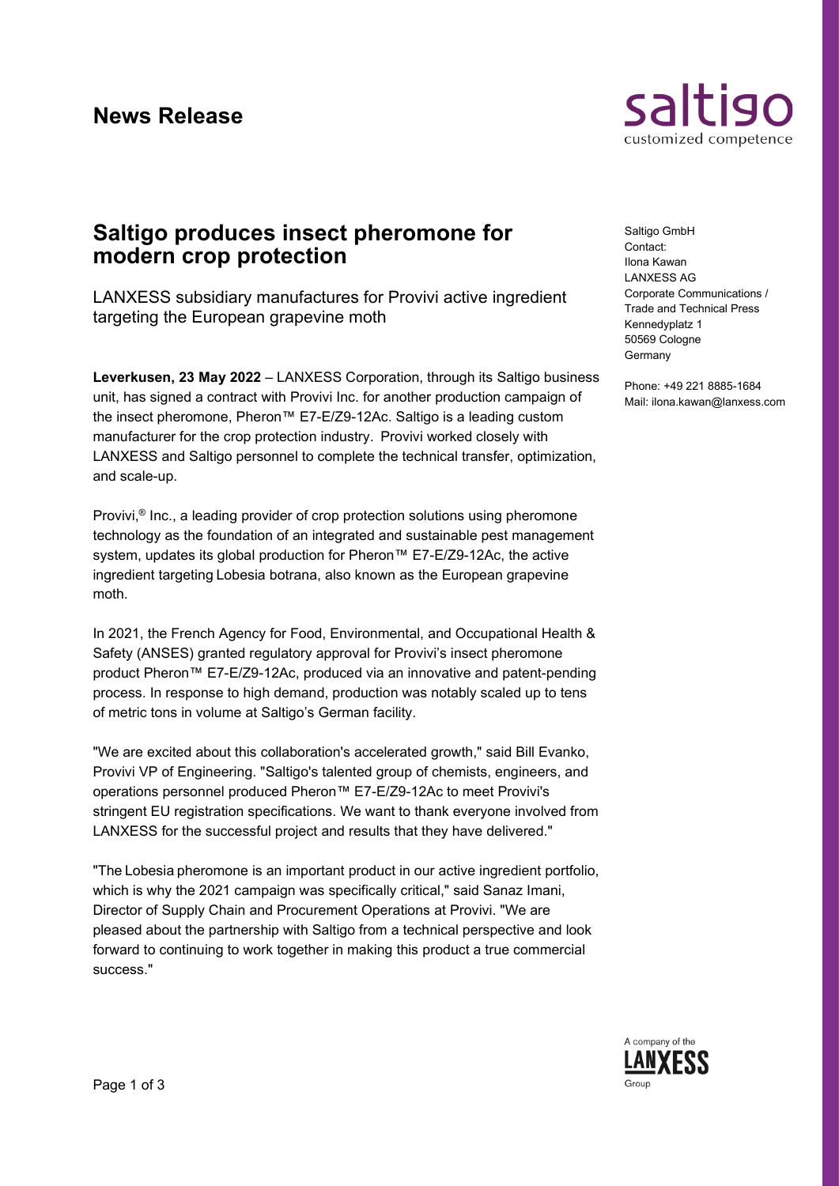# News Release

## Saltigo produces insect pheromone for modern crop protection

LANXESS subsidiary manufactures for Provivi active ingredient targeting the European grapevine moth

Saltigo GmbH
Contact:
Ilona Kawan
LANXESS AG
Corporate Communications /
Trade and Technical Press
Kennedyplatz 1
50569 Cologne
Germany

Phone: +49 221 8885-1684
Mail: ilona.kawan@lanxess.com

**Leverkusen, 23 May 2022** – LANXESS Corporation, through its Saltigo business unit, has signed a contract with Provivi Inc. for another production campaign of the insect pheromone, Pheron™ E7-E/Z9-12Ac. Saltigo is a leading custom manufacturer for the crop protection industry. Provivi worked closely with LANXESS and Saltigo personnel to complete the technical transfer, optimization, and scale-up.

Provivi,® Inc., a leading provider of crop protection solutions using pheromone technology as the foundation of an integrated and sustainable pest management system, updates its global production for Pheron™ E7-E/Z9-12Ac, the active ingredient targeting Lobesia botrana, also known as the European grapevine moth.

In 2021, the French Agency for Food, Environmental, and Occupational Health & Safety (ANSES) granted regulatory approval for Provivi's insect pheromone product Pheron™ E7-E/Z9-12Ac, produced via an innovative and patent-pending process. In response to high demand, production was notably scaled up to tens of metric tons in volume at Saltigo's German facility.

"We are excited about this collaboration's accelerated growth," said Bill Evanko, Provivi VP of Engineering. "Saltigo's talented group of chemists, engineers, and operations personnel produced Pheron™ E7-E/Z9-12Ac to meet Provivi's stringent EU registration specifications. We want to thank everyone involved from LANXESS for the successful project and results that they have delivered."

"The Lobesia pheromone is an important product in our active ingredient portfolio, which is why the 2021 campaign was specifically critical," said Sanaz Imani, Director of Supply Chain and Procurement Operations at Provivi. "We are pleased about the partnership with Saltigo from a technical perspective and look forward to continuing to work together in making this product a true commercial success."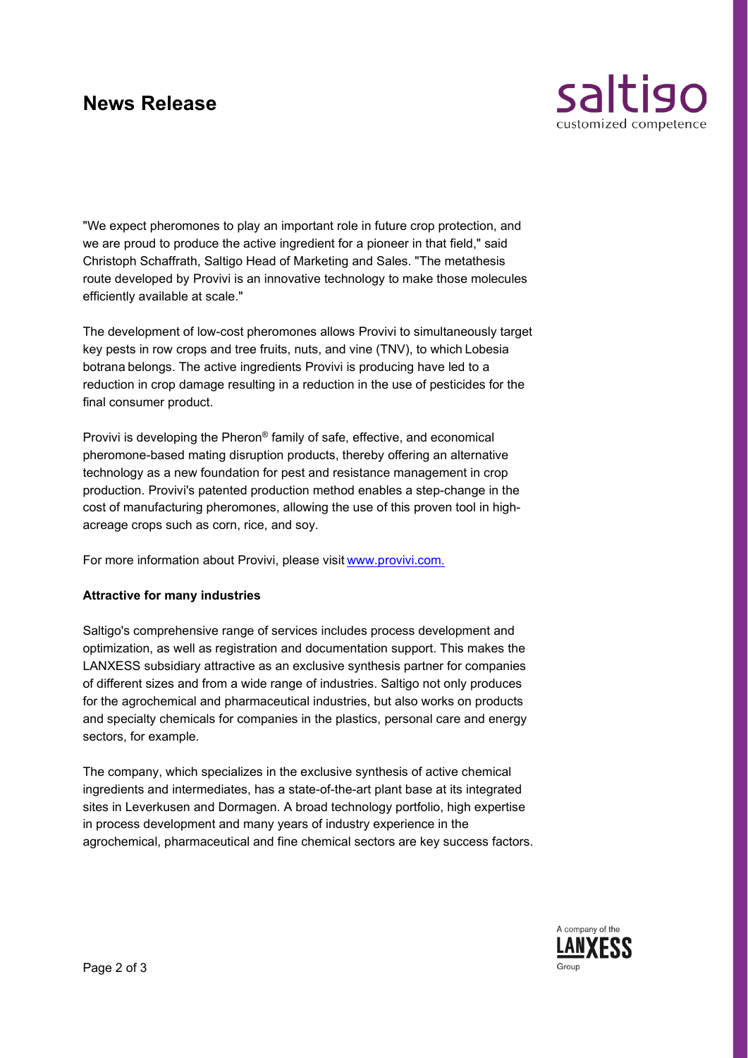"We expect pheromones to play an important role in future crop protection, and we are proud to produce the active ingredient for a pioneer in that field," said Christoph Schaffrath, Saltigo Head of Marketing and Sales. "The metathesis route developed by Provivi is an innovative technology to make those molecules efficiently available at scale."

The development of low-cost pheromones allows Provivi to simultaneously target key pests in row crops and tree fruits, nuts, and vine (TNV), to which Lobesia botrana belongs. The active ingredients Provivi is producing have led to a reduction in crop damage resulting in a reduction in the use of pesticides for the final consumer product.

Provivi is developing the Pheron® family of safe, effective, and economical pheromone-based mating disruption products, thereby offering an alternative technology as a new foundation for pest and resistance management in crop production. Provivi's patented production method enables a step-change in the cost of manufacturing pheromones, allowing the use of this proven tool in high-acreage crops such as corn, rice, and soy.

For more information about Provivi, please visit www.provivi.com.

**Attractive for many industries**

Saltigo's comprehensive range of services includes process development and optimization, as well as registration and documentation support. This makes the LANXESS subsidiary attractive as an exclusive synthesis partner for companies of different sizes and from a wide range of industries. Saltigo not only produces for the agrochemical and pharmaceutical industries, but also works on products and specialty chemicals for companies in the plastics, personal care and energy sectors, for example.

The company, which specializes in the exclusive synthesis of active chemical ingredients and intermediates, has a state-of-the-art plant base at its integrated sites in Leverkusen and Dormagen. A broad technology portfolio, high expertise in process development and many years of industry experience in the agrochemical, pharmaceutical and fine chemical sectors are key success factors.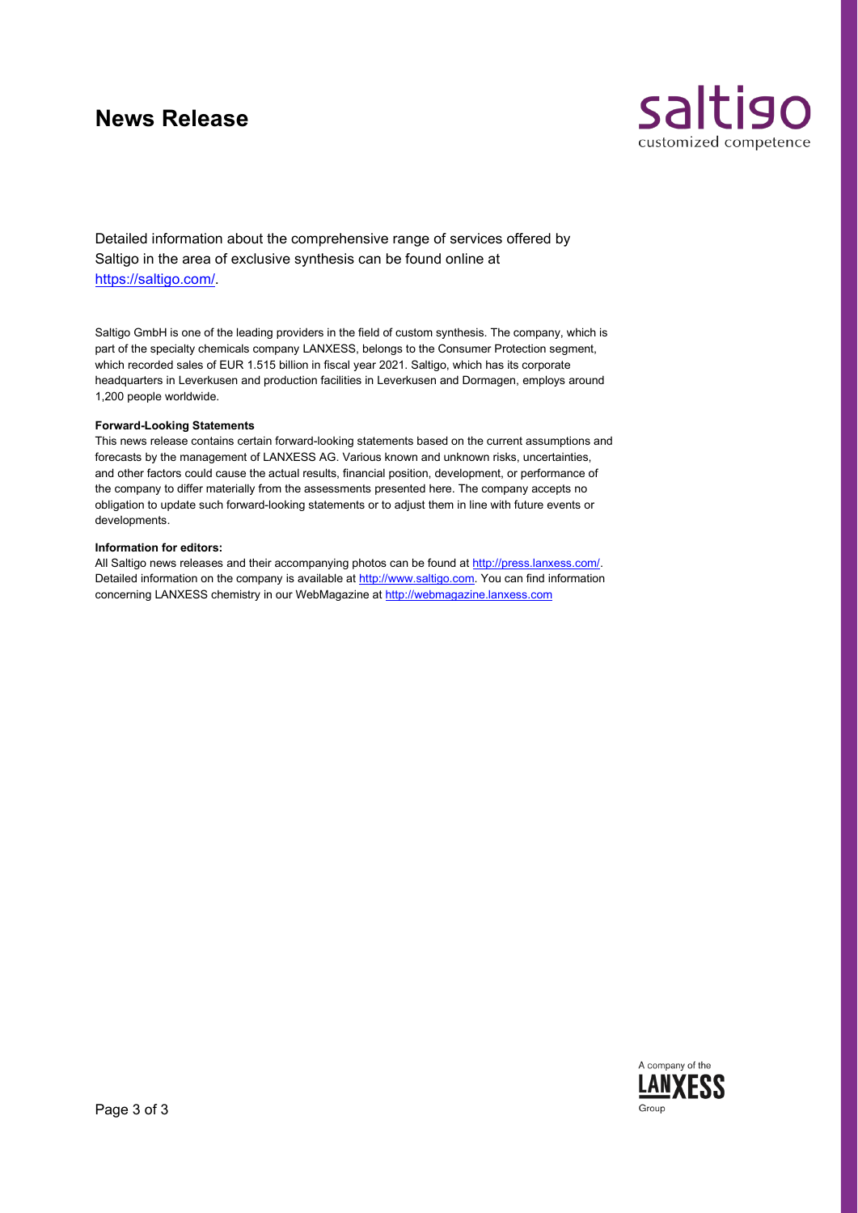Detailed information about the comprehensive range of services offered by Saltigo in the area of exclusive synthesis can be found online at https://saltigo.com/.

Saltigo GmbH is one of the leading providers in the field of custom synthesis. The company, which is part of the specialty chemicals company LANXESS, belongs to the Consumer Protection segment, which recorded sales of EUR 1.515 billion in fiscal year 2021. Saltigo, which has its corporate headquarters in Leverkusen and production facilities in Leverkusen and Dormagen, employs around 1,200 people worldwide.

**Forward-Looking Statements**
This news release contains certain forward-looking statements based on the current assumptions and forecasts by the management of LANXESS AG. Various known and unknown risks, uncertainties, and other factors could cause the actual results, financial position, development, or performance of the company to differ materially from the assessments presented here. The company accepts no obligation to update such forward-looking statements or to adjust them in line with future events or developments.

**Information for editors:**
All Saltigo news releases and their accompanying photos can be found at http://press.lanxess.com/. Detailed information on the company is available at http://www.saltigo.com. You can find information concerning LANXESS chemistry in our WebMagazine at http://webmagazine.lanxess.com